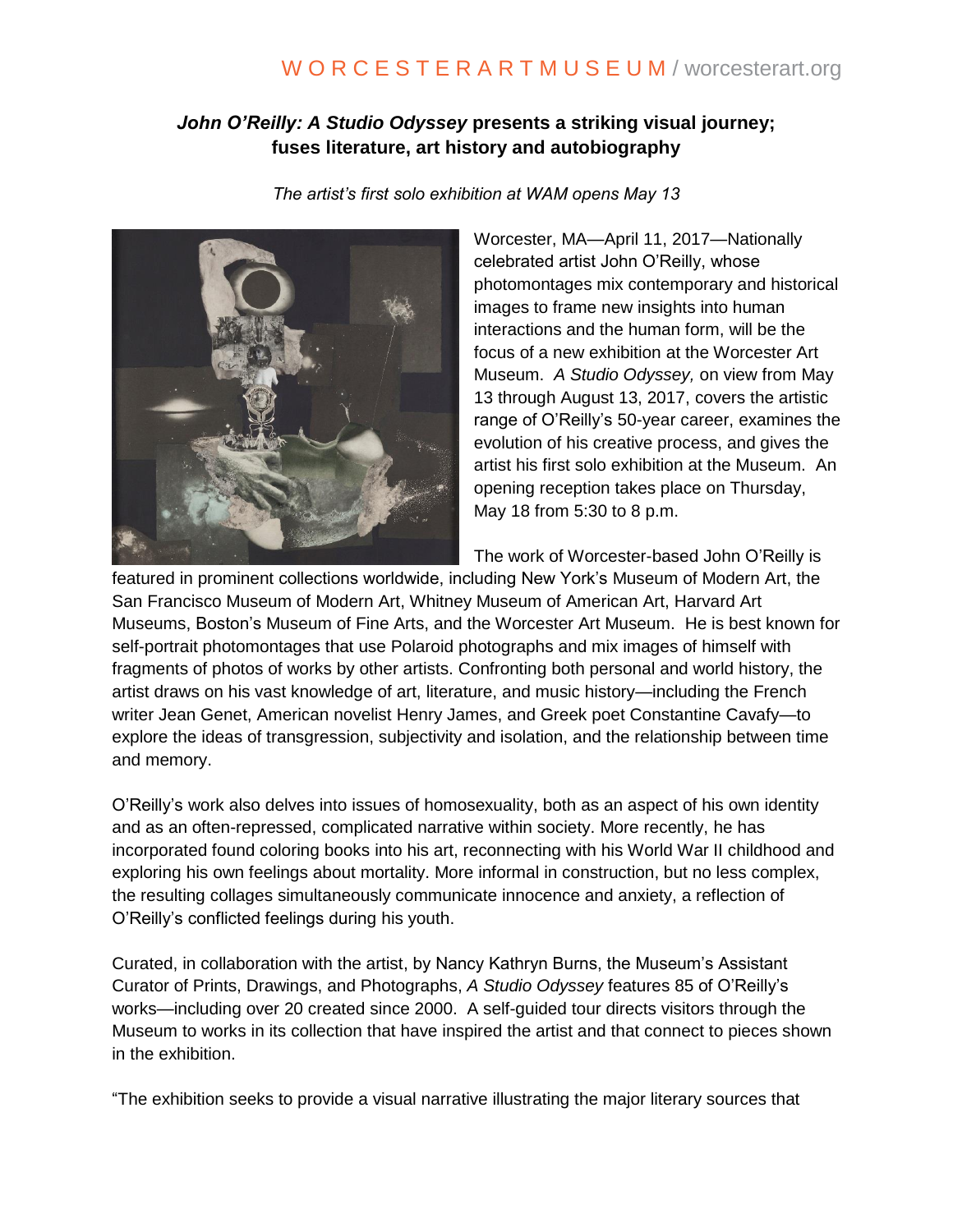W O R C E S T E R A R T M U S E U M / worcesterart.org

## *John O'Reilly: A Studio Odyssey* presents a striking visual journey; fuses literature, art history and autobiography

*The artist's first solo exhibition at WAM opens May 13*

Worcester, MA—April 11, 2017—Nationally celebrated artist John O'Reilly, whose photomontages mix contemporary and historical images to frame new insights into human interactions and the human form, will be the focus of a new exhibition at the Worcester Art Museum. *A Studio Odyssey,* on view from May 13 through August 13, 2017, covers the artistic range of O'Reilly's 50-year career, examines the evolution of his creative process, and gives the artist his first solo exhibition at the Museum. An opening reception takes place on Thursday, May 18 from 5:30 to 8 p.m.

The work of Worcester-based John O'Reilly is featured in prominent collections worldwide, including New York's Museum of Modern Art, the San Francisco Museum of Modern Art, Whitney Museum of American Art, Harvard Art Museums, Boston's Museum of Fine Arts, and the Worcester Art Museum. He is best known for self-portrait photomontages that use Polaroid photographs and mix images of himself with fragments of photos of works by other artists. Confronting both personal and world history, the artist draws on his vast knowledge of art, literature, and music history—including the French writer Jean Genet, American novelist Henry James, and Greek poet Constantine Cavafy—to explore the ideas of transgression, subjectivity and isolation, and the relationship between time and memory.

O'Reilly's work also delves into issues of homosexuality, both as an aspect of his own identity and as an often-repressed, complicated narrative within society. More recently, he has incorporated found coloring books into his art, reconnecting with his World War II childhood and exploring his own feelings about mortality. More informal in construction, but no less complex, the resulting collages simultaneously communicate innocence and anxiety, a reflection of O'Reilly's conflicted feelings during his youth.

Curated, in collaboration with the artist, by Nancy Kathryn Burns, the Museum's Assistant Curator of Prints, Drawings, and Photographs, *A Studio Odyssey* features 85 of O'Reilly's works—including over 20 created since 2000. A self-guided tour directs visitors through the Museum to works in its collection that have inspired the artist and that connect to pieces shown in the exhibition.

"The exhibition seeks to provide a visual narrative illustrating the major literary sources that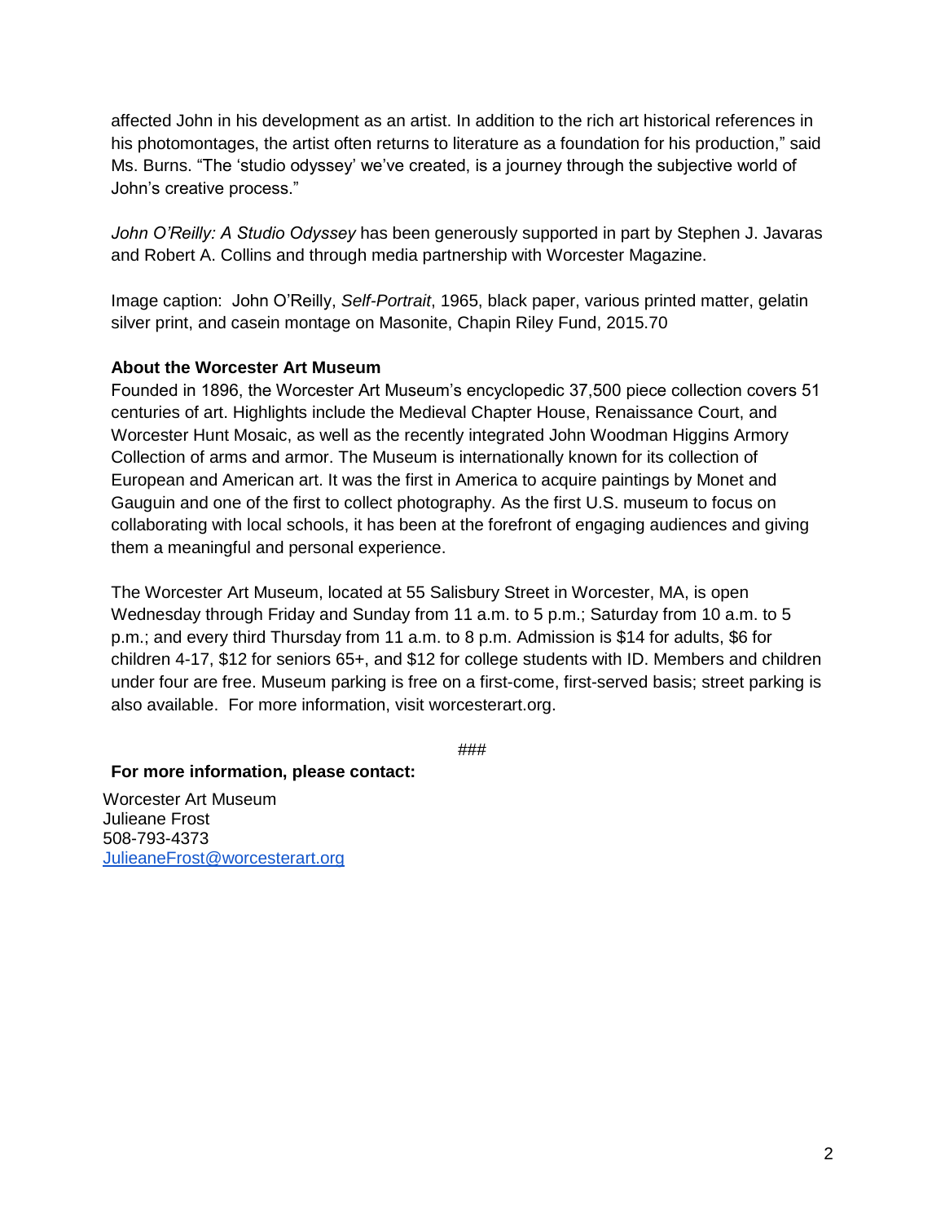affected John in his development as an artist. In addition to the rich art historical references in his photomontages, the artist often returns to literature as a foundation for his production," said Ms. Burns. "The 'studio odyssey' we've created, is a journey through the subjective world of John's creative process."

*John O'Reilly: A Studio Odyssey* has been generously supported in part by Stephen J. Javaras and Robert A. Collins and through media partnership with Worcester Magazine.

Image caption: John O'Reilly, *Self-Portrait*, 1965, black paper, various printed matter, gelatin silver print, and casein montage on Masonite, Chapin Riley Fund, 2015.70

**About the Worcester Art Museum**

Founded in 1896, the Worcester Art Museum's encyclopedic 37,500 piece collection covers 51 centuries of art. Highlights include the Medieval Chapter House, Renaissance Court, and Worcester Hunt Mosaic, as well as the recently integrated John Woodman Higgins Armory Collection of arms and armor. The Museum is internationally known for its collection of European and American art. It was the first in America to acquire paintings by Monet and Gauguin and one of the first to collect photography. As the first U.S. museum to focus on collaborating with local schools, it has been at the forefront of engaging audiences and giving them a meaningful and personal experience.

The Worcester Art Museum, located at 55 Salisbury Street in Worcester, MA, is open Wednesday through Friday and Sunday from 11 a.m. to 5 p.m.; Saturday from 10 a.m. to 5 p.m.; and every third Thursday from 11 a.m. to 8 p.m. Admission is $14 for adults, $6 for children 4-17, $12 for seniors 65+, and $12 for college students with ID. Members and children under four are free. Museum parking is free on a first-come, first-served basis; street parking is also available. For more information, visit worcesterart.org.

###

**For more information, please contact:**

Worcester Art Museum
Julieane Frost
508-793-4373
JulieaneFrost@worcesterart.org